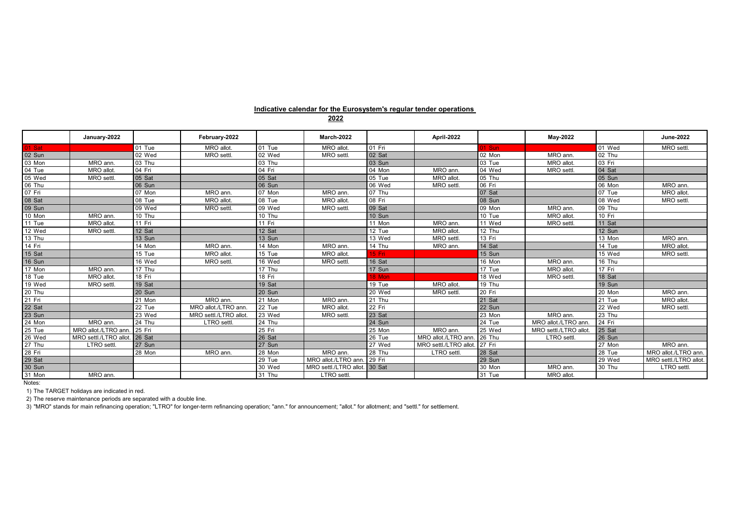**Indicative calendar for the Eurosystem's regular tender operations**

**2022**

| | January-2022 | | February-2022 | | March-2022 | | April-2022 | | May-2022 | | June-2022 |
|---|---|---|---|---|---|---|---|---|---|---|---|
| 01 Sat | | 01 Tue | MRO allot. | 01 Tue | MRO allot. | 01 Fri | | 01 Sun | | 01 Wed | MRO settl. |
| 02 Sun | | 02 Wed | MRO settl. | 02 Wed | MRO settl. | 02 Sat | | 02 Mon | MRO ann. | 02 Thu | |
| 03 Mon | MRO ann. | 03 Thu | | 03 Thu | | 03 Sun | | 03 Tue | MRO allot. | 03 Fri | |
| 04 Tue | MRO allot. | 04 Fri | | 04 Fri | | 04 Mon | MRO ann. | 04 Wed | MRO settl. | 04 Sat | |
| 05 Wed | MRO settl. | 05 Sat | | 05 Sat | | 05 Tue | MRO allot. | 05 Thu | | 05 Sun | |
| 06 Thu | | 06 Sun | | 06 Sun | | 06 Wed | MRO settl. | 06 Fri | | 06 Mon | MRO ann. |
| 07 Fri | | 07 Mon | MRO ann. | 07 Mon | MRO ann. | 07 Thu | | 07 Sat | | 07 Tue | MRO allot. |
| 08 Sat | | 08 Tue | MRO allot. | 08 Tue | MRO allot. | 08 Fri | | 08 Sun | | 08 Wed | MRO settl. |
| 09 Sun | | 09 Wed | MRO settl. | 09 Wed | MRO settl. | 09 Sat | | 09 Mon | MRO ann. | 09 Thu | |
| 10 Mon | MRO ann. | 10 Thu | | 10 Thu | | 10 Sun | | 10 Tue | MRO allot. | 10 Fri | |
| 11 Tue | MRO allot. | 11 Fri | | 11 Fri | | 11 Mon | MRO ann. | 11 Wed | MRO settl. | 11 Sat | |
| 12 Wed | MRO settl. | 12 Sat | | 12 Sat | | 12 Tue | MRO allot. | 12 Thu | | 12 Sun | |
| 13 Thu | | 13 Sun | | 13 Sun | | 13 Wed | MRO settl. | 13 Fri | | 13 Mon | MRO ann. |
| 14 Fri | | 14 Mon | MRO ann. | 14 Mon | MRO ann. | 14 Thu | MRO ann. | 14 Sat | | 14 Tue | MRO allot. |
| 15 Sat | | 15 Tue | MRO allot. | 15 Tue | MRO allot. | 15 Fri | | 15 Sun | | 15 Wed | MRO settl. |
| 16 Sun | | 16 Wed | MRO settl. | 16 Wed | MRO settl. | 16 Sat | | 16 Mon | MRO ann. | 16 Thu | |
| 17 Mon | MRO ann. | 17 Thu | | 17 Thu | | 17 Sun | | 17 Tue | MRO allot. | 17 Fri | |
| 18 Tue | MRO allot. | 18 Fri | | 18 Fri | | 18 Mon | | 18 Wed | MRO settl. | 18 Sat | |
| 19 Wed | MRO settl. | 19 Sat | | 19 Sat | | 19 Tue | MRO allot. | 19 Thu | | 19 Sun | |
| 20 Thu | | 20 Sun | | 20 Sun | | 20 Wed | MRO settl. | 20 Fri | | 20 Mon | MRO ann. |
| 21 Fri | | 21 Mon | MRO ann. | 21 Mon | MRO ann. | 21 Thu | | 21 Sat | | 21 Tue | MRO allot. |
| 22 Sat | | 22 Tue | MRO allot./LTRO ann. | 22 Tue | MRO allot. | 22 Fri | | 22 Sun | | 22 Wed | MRO settl. |
| 23 Sun | | 23 Wed | MRO settl./LTRO allot. | 23 Wed | MRO settl. | 23 Sat | | 23 Mon | MRO ann. | 23 Thu | |
| 24 Mon | MRO ann. | 24 Thu | LTRO settl. | 24 Thu | | 24 Sun | | 24 Tue | MRO allot./LTRO ann. | 24 Fri | |
| 25 Tue | MRO allot./LTRO ann. | 25 Fri | | 25 Fri | | 25 Mon | MRO ann. | 25 Wed | MRO settl./LTRO allot. | 25 Sat | |
| 26 Wed | MRO settl./LTRO allot. | 26 Sat | | 26 Sat | | 26 Tue | MRO allot./LTRO ann. | 26 Thu | LTRO settl. | 26 Sun | |
| 27 Thu | LTRO settl. | 27 Sun | | 27 Sun | | 27 Wed | MRO settl./LTRO allot. | 27 Fri | | 27 Mon | MRO ann. |
| 28 Fri | | 28 Mon | MRO ann. | 28 Mon | MRO ann. | 28 Thu | LTRO settl. | 28 Sat | | 28 Tue | MRO allot./LTRO ann. |
| 29 Sat | | | | 29 Tue | MRO allot./LTRO ann. | 29 Fri | | 29 Sun | | 29 Wed | MRO settl./LTRO allot. |
| 30 Sun | | | | 30 Wed | MRO settl./LTRO allot. | 30 Sat | | 30 Mon | MRO ann. | 30 Thu | LTRO settl. |
| 31 Mon | MRO ann. | | | 31 Thu | LTRO settl. | | | 31 Tue | MRO allot. | | |

Notes:

1) The TARGET holidays are indicated in red.

2) The reserve maintenance periods are separated with a double line.

3) "MRO" stands for main refinancing operation; "LTRO" for longer-term refinancing operation; "ann." for announcement; "allot." for allotment; and "settl." for settlement.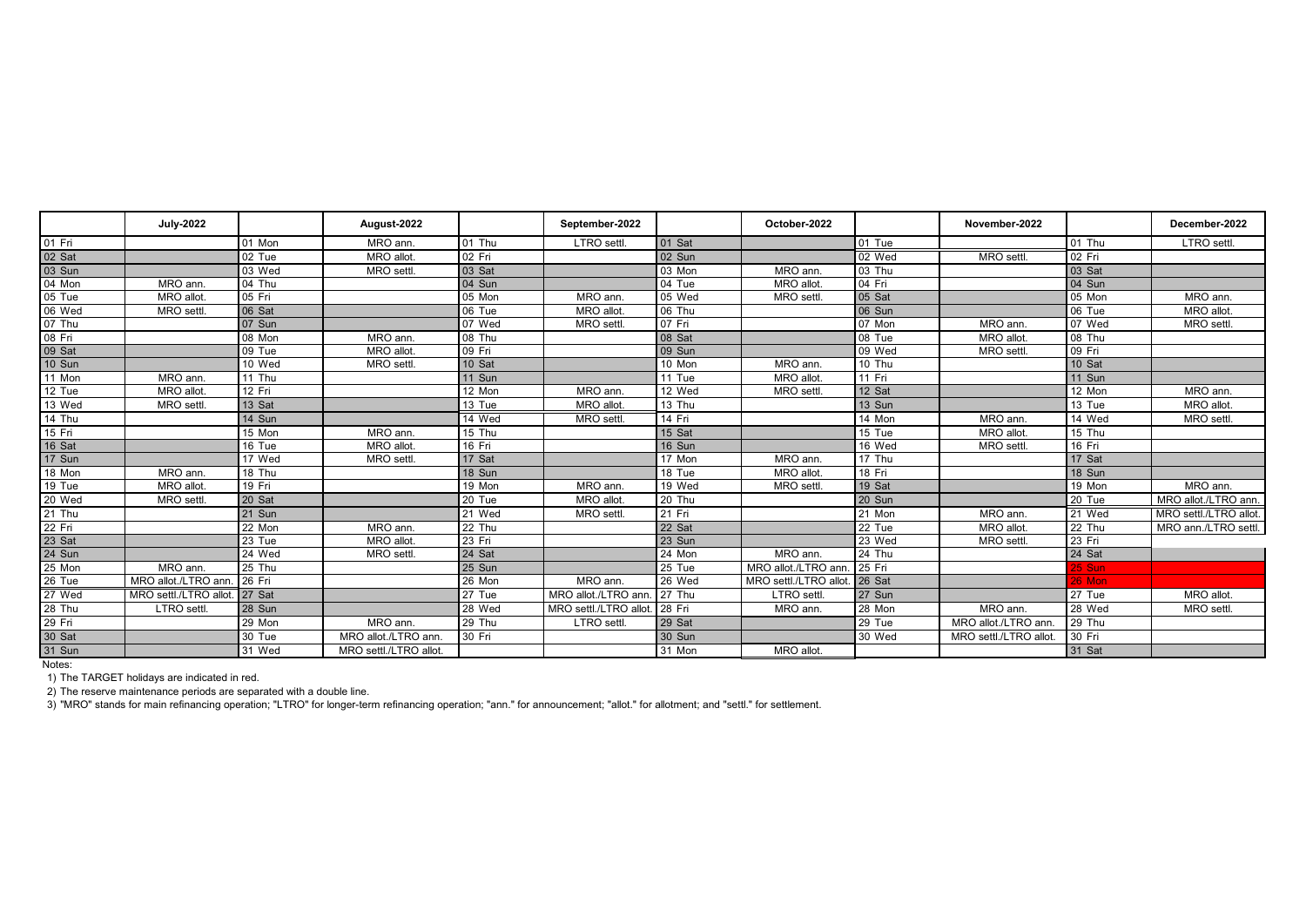| | July-2022 | | August-2022 | | September-2022 | | October-2022 | | November-2022 | | December-2022 |
|---|---|---|---|---|---|---|---|---|---|---|---|
| 01 Fri | | 01 Mon | MRO ann. | 01 Thu | LTRO settl. | 01 Sat | | 01 Tue | | 01 Thu | LTRO settl. |
| 02 Sat | | 02 Tue | MRO allot. | 02 Fri | | 02 Sun | | 02 Wed | MRO settl. | 02 Fri | |
| 03 Sun | | 03 Wed | MRO settl. | 03 Sat | | 03 Mon | MRO ann. | 03 Thu | | 03 Sat | |
| 04 Mon | MRO ann. | 04 Thu | | 04 Sun | | 04 Tue | MRO allot. | 04 Fri | | 04 Sun | |
| 05 Tue | MRO allot. | 05 Fri | | 05 Mon | MRO ann. | 05 Wed | MRO settl. | 05 Sat | | 05 Mon | MRO ann. |
| 06 Wed | MRO settl. | 06 Sat | | 06 Tue | MRO allot. | 06 Thu | | 06 Sun | | 06 Tue | MRO allot. |
| 07 Thu | | 07 Sun | | 07 Wed | MRO settl. | 07 Fri | | 07 Mon | MRO ann. | 07 Wed | MRO settl. |
| 08 Fri | | 08 Mon | MRO ann. | 08 Thu | | 08 Sat | | 08 Tue | MRO allot. | 08 Thu | |
| 09 Sat | | 09 Tue | MRO allot. | 09 Fri | | 09 Sun | | 09 Wed | MRO settl. | 09 Fri | |
| 10 Sun | | 10 Wed | MRO settl. | 10 Sat | | 10 Mon | MRO ann. | 10 Thu | | 10 Sat | |
| 11 Mon | MRO ann. | 11 Thu | | 11 Sun | | 11 Tue | MRO allot. | 11 Fri | | 11 Sun | |
| 12 Tue | MRO allot. | 12 Fri | | 12 Mon | MRO ann. | 12 Wed | MRO settl. | 12 Sat | | 12 Mon | MRO ann. |
| 13 Wed | MRO settl. | 13 Sat | | 13 Tue | MRO allot. | 13 Thu | | 13 Sun | | 13 Tue | MRO allot. |
| 14 Thu | | 14 Sun | | 14 Wed | MRO settl. | 14 Fri | | 14 Mon | MRO ann. | 14 Wed | MRO settl. |
| 15 Fri | | 15 Mon | MRO ann. | 15 Thu | | 15 Sat | | 15 Tue | MRO allot. | 15 Thu | |
| 16 Sat | | 16 Tue | MRO allot. | 16 Fri | | 16 Sun | | 16 Wed | MRO settl. | 16 Fri | |
| 17 Sun | | 17 Wed | MRO settl. | 17 Sat | | 17 Mon | MRO ann. | 17 Thu | | 17 Sat | |
| 18 Mon | MRO ann. | 18 Thu | | 18 Sun | | 18 Tue | MRO allot. | 18 Fri | | 18 Sun | |
| 19 Tue | MRO allot. | 19 Fri | | 19 Mon | MRO ann. | 19 Wed | MRO settl. | 19 Sat | | 19 Mon | MRO ann. |
| 20 Wed | MRO settl. | 20 Sat | | 20 Tue | MRO allot. | 20 Thu | | 20 Sun | | 20 Tue | MRO allot./LTRO ann. |
| 21 Thu | | 21 Sun | | 21 Wed | MRO settl. | 21 Fri | | 21 Mon | MRO ann. | 21 Wed | MRO settl./LTRO allot. |
| 22 Fri | | 22 Mon | MRO ann. | 22 Thu | | 22 Sat | | 22 Tue | MRO allot. | 22 Thu | MRO ann./LTRO settl. |
| 23 Sat | | 23 Tue | MRO allot. | 23 Fri | | 23 Sun | | 23 Wed | MRO settl. | 23 Fri | |
| 24 Sun | | 24 Wed | MRO settl. | 24 Sat | | 24 Mon | MRO ann. | 24 Thu | | 24 Sat | |
| 25 Mon | MRO ann. | 25 Thu | | 25 Sun | | 25 Tue | MRO allot./LTRO ann. | 25 Fri | | 25 Sun | |
| 26 Tue | MRO allot./LTRO ann. | 26 Fri | | 26 Mon | MRO ann. | 26 Wed | MRO settl./LTRO allot. | 26 Sat | | 26 Mon | |
| 27 Wed | MRO settl./LTRO allot. | 27 Sat | | 27 Tue | MRO allot./LTRO ann. | 27 Thu | LTRO settl. | 27 Sun | | 27 Tue | MRO allot. |
| 28 Thu | LTRO settl. | 28 Sun | | 28 Wed | MRO settl./LTRO allot. | 28 Fri | MRO ann. | 28 Mon | MRO ann. | 28 Wed | MRO settl. |
| 29 Fri | | 29 Mon | MRO ann. | 29 Thu | LTRO settl. | 29 Sat | | 29 Tue | MRO allot./LTRO ann. | 29 Thu | |
| 30 Sat | | 30 Tue | MRO allot./LTRO ann. | 30 Fri | | 30 Sun | | 30 Wed | MRO settl./LTRO allot. | 30 Fri | |
| 31 Sun | | 31 Wed | MRO settl./LTRO allot. | | | 31 Mon | MRO allot. | | | 31 Sat | |

Notes:

1) The TARGET holidays are indicated in red.

2) The reserve maintenance periods are separated with a double line.

3) "MRO" stands for main refinancing operation; "LTRO" for longer-term refinancing operation; "ann." for announcement; "allot." for allotment; and "settl." for settlement.